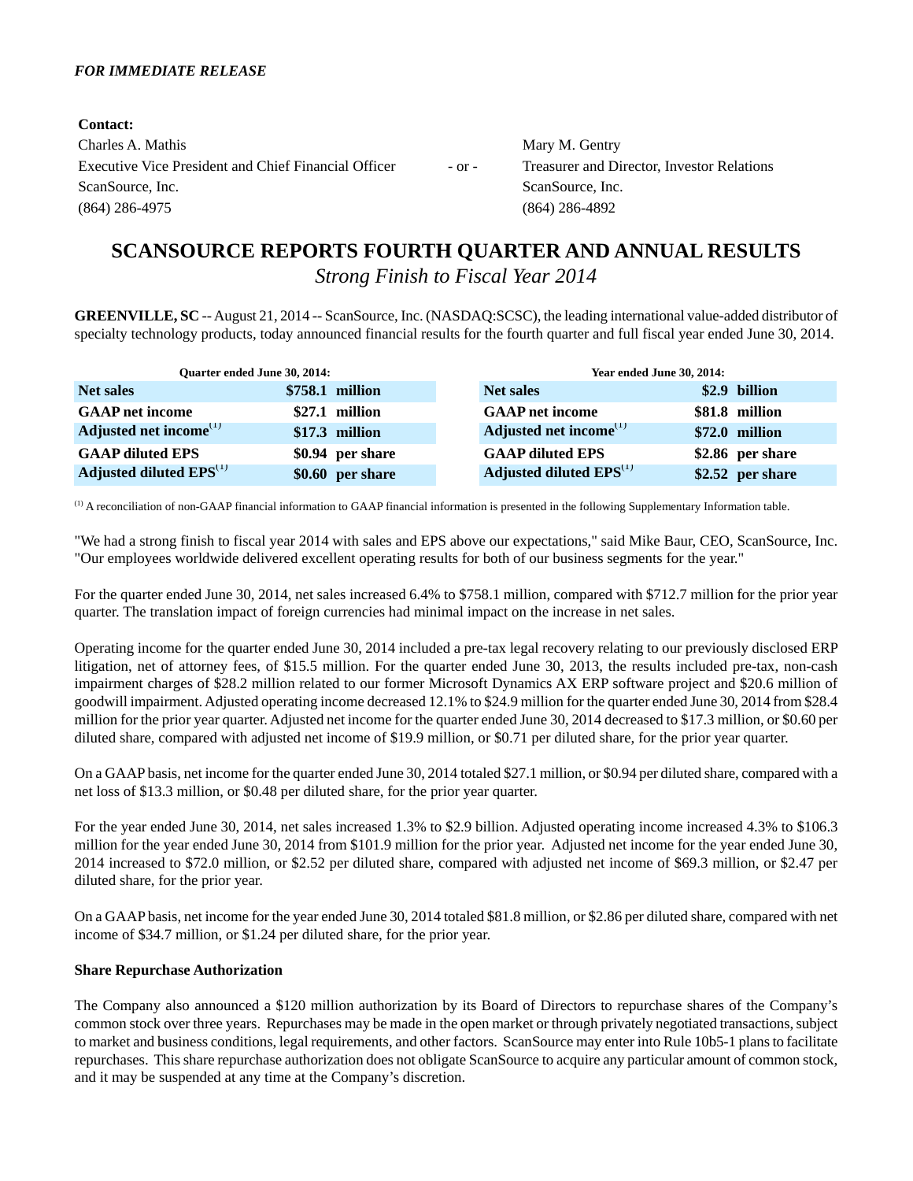*FOR IMMEDIATE RELEASE*

**Contact:**

| | | |
|---|---|---|
| Charles A. Mathis | - or - | Mary M. Gentry |
| Executive Vice President and Chief Financial Officer | | Treasurer and Director, Investor Relations |
| ScanSource, Inc. | | ScanSource, Inc. |
| (864) 286-4975 | | (864) 286-4892 |

# SCANSOURCE REPORTS FOURTH QUARTER AND ANNUAL RESULTS

*Strong Finish to Fiscal Year 2014*

**GREENVILLE, SC** -- August 21, 2014 -- ScanSource, Inc. (NASDAQ:SCSC), the leading international value-added distributor of specialty technology products, today announced financial results for the fourth quarter and full fiscal year ended June 30, 2014.

| Quarter ended June 30, 2014: | | |
|---|---|---|
| **Net sales** | **$758.1** | **million** |
| **GAAP net income** | **$27.1** | **million** |
| **Adjusted net income**[1] | **$17.3** | **million** |
| **GAAP diluted EPS** | **$0.94** | **per share** |
| **Adjusted diluted EPS**[1] | **$0.60** | **per share** |

| Year ended June 30, 2014: | | |
|---|---|---|
| **Net sales** | **$2.9** | **billion** |
| **GAAP net income** | **$81.8** | **million** |
| **Adjusted net income**[1] | **$72.0** | **million** |
| **GAAP diluted EPS** | **$2.86** | **per share** |
| **Adjusted diluted EPS**[1] | **$2.52** | **per share** |

[1] A reconciliation of non-GAAP financial information to GAAP financial information is presented in the following Supplementary Information table.

"We had a strong finish to fiscal year 2014 with sales and EPS above our expectations," said Mike Baur, CEO, ScanSource, Inc. "Our employees worldwide delivered excellent operating results for both of our business segments for the year."

For the quarter ended June 30, 2014, net sales increased 6.4% to $758.1 million, compared with $712.7 million for the prior year quarter. The translation impact of foreign currencies had minimal impact on the increase in net sales.

Operating income for the quarter ended June 30, 2014 included a pre-tax legal recovery relating to our previously disclosed ERP litigation, net of attorney fees, of $15.5 million. For the quarter ended June 30, 2013, the results included pre-tax, non-cash impairment charges of $28.2 million related to our former Microsoft Dynamics AX ERP software project and $20.6 million of goodwill impairment. Adjusted operating income decreased 12.1% to $24.9 million for the quarter ended June 30, 2014 from $28.4 million for the prior year quarter. Adjusted net income for the quarter ended June 30, 2014 decreased to $17.3 million, or $0.60 per diluted share, compared with adjusted net income of $19.9 million, or $0.71 per diluted share, for the prior year quarter.

On a GAAP basis, net income for the quarter ended June 30, 2014 totaled $27.1 million, or $0.94 per diluted share, compared with a net loss of $13.3 million, or $0.48 per diluted share, for the prior year quarter.

For the year ended June 30, 2014, net sales increased 1.3% to $2.9 billion. Adjusted operating income increased 4.3% to $106.3 million for the year ended June 30, 2014 from $101.9 million for the prior year. Adjusted net income for the year ended June 30, 2014 increased to $72.0 million, or $2.52 per diluted share, compared with adjusted net income of $69.3 million, or $2.47 per diluted share, for the prior year.

On a GAAP basis, net income for the year ended June 30, 2014 totaled $81.8 million, or $2.86 per diluted share, compared with net income of $34.7 million, or $1.24 per diluted share, for the prior year.

**Share Repurchase Authorization**

The Company also announced a $120 million authorization by its Board of Directors to repurchase shares of the Company's common stock over three years. Repurchases may be made in the open market or through privately negotiated transactions, subject to market and business conditions, legal requirements, and other factors. ScanSource may enter into Rule 10b5-1 plans to facilitate repurchases. This share repurchase authorization does not obligate ScanSource to acquire any particular amount of common stock, and it may be suspended at any time at the Company's discretion.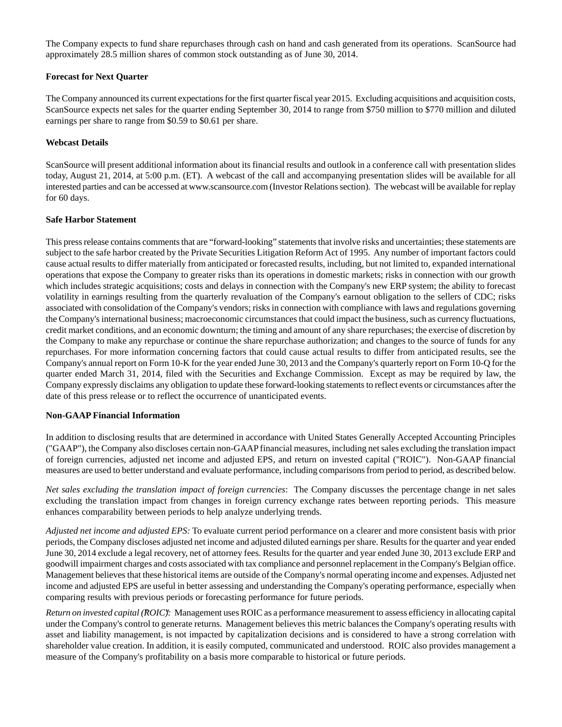The Company expects to fund share repurchases through cash on hand and cash generated from its operations. ScanSource had approximately 28.5 million shares of common stock outstanding as of June 30, 2014.

**Forecast for Next Quarter**

The Company announced its current expectations for the first quarter fiscal year 2015. Excluding acquisitions and acquisition costs, ScanSource expects net sales for the quarter ending September 30, 2014 to range from $750 million to $770 million and diluted earnings per share to range from $0.59 to $0.61 per share.

**Webcast Details**

ScanSource will present additional information about its financial results and outlook in a conference call with presentation slides today, August 21, 2014, at 5:00 p.m. (ET). A webcast of the call and accompanying presentation slides will be available for all interested parties and can be accessed at www.scansource.com (Investor Relations section). The webcast will be available for replay for 60 days.

**Safe Harbor Statement**

This press release contains comments that are "forward-looking" statements that involve risks and uncertainties; these statements are subject to the safe harbor created by the Private Securities Litigation Reform Act of 1995. Any number of important factors could cause actual results to differ materially from anticipated or forecasted results, including, but not limited to, expanded international operations that expose the Company to greater risks than its operations in domestic markets; risks in connection with our growth which includes strategic acquisitions; costs and delays in connection with the Company's new ERP system; the ability to forecast volatility in earnings resulting from the quarterly revaluation of the Company's earnout obligation to the sellers of CDC; risks associated with consolidation of the Company's vendors; risks in connection with compliance with laws and regulations governing the Company's international business; macroeconomic circumstances that could impact the business, such as currency fluctuations, credit market conditions, and an economic downturn; the timing and amount of any share repurchases; the exercise of discretion by the Company to make any repurchase or continue the share repurchase authorization; and changes to the source of funds for any repurchases. For more information concerning factors that could cause actual results to differ from anticipated results, see the Company's annual report on Form 10-K for the year ended June 30, 2013 and the Company's quarterly report on Form 10-Q for the quarter ended March 31, 2014, filed with the Securities and Exchange Commission. Except as may be required by law, the Company expressly disclaims any obligation to update these forward-looking statements to reflect events or circumstances after the date of this press release or to reflect the occurrence of unanticipated events.

**Non-GAAP Financial Information**

In addition to disclosing results that are determined in accordance with United States Generally Accepted Accounting Principles ("GAAP"), the Company also discloses certain non-GAAP financial measures, including net sales excluding the translation impact of foreign currencies, adjusted net income and adjusted EPS, and return on invested capital ("ROIC"). Non-GAAP financial measures are used to better understand and evaluate performance, including comparisons from period to period, as described below.

*Net sales excluding the translation impact of foreign currencies*: The Company discusses the percentage change in net sales excluding the translation impact from changes in foreign currency exchange rates between reporting periods. This measure enhances comparability between periods to help analyze underlying trends.

*Adjusted net income and adjusted EPS:* To evaluate current period performance on a clearer and more consistent basis with prior periods, the Company discloses adjusted net income and adjusted diluted earnings per share. Results for the quarter and year ended June 30, 2014 exclude a legal recovery, net of attorney fees. Results for the quarter and year ended June 30, 2013 exclude ERP and goodwill impairment charges and costs associated with tax compliance and personnel replacement in the Company's Belgian office. Management believes that these historical items are outside of the Company's normal operating income and expenses. Adjusted net income and adjusted EPS are useful in better assessing and understanding the Company's operating performance, especially when comparing results with previous periods or forecasting performance for future periods.

*Return on invested capital ("ROIC"):* Management uses ROIC as a performance measurement to assess efficiency in allocating capital under the Company's control to generate returns. Management believes this metric balances the Company's operating results with asset and liability management, is not impacted by capitalization decisions and is considered to have a strong correlation with shareholder value creation. In addition, it is easily computed, communicated and understood. ROIC also provides management a measure of the Company's profitability on a basis more comparable to historical or future periods.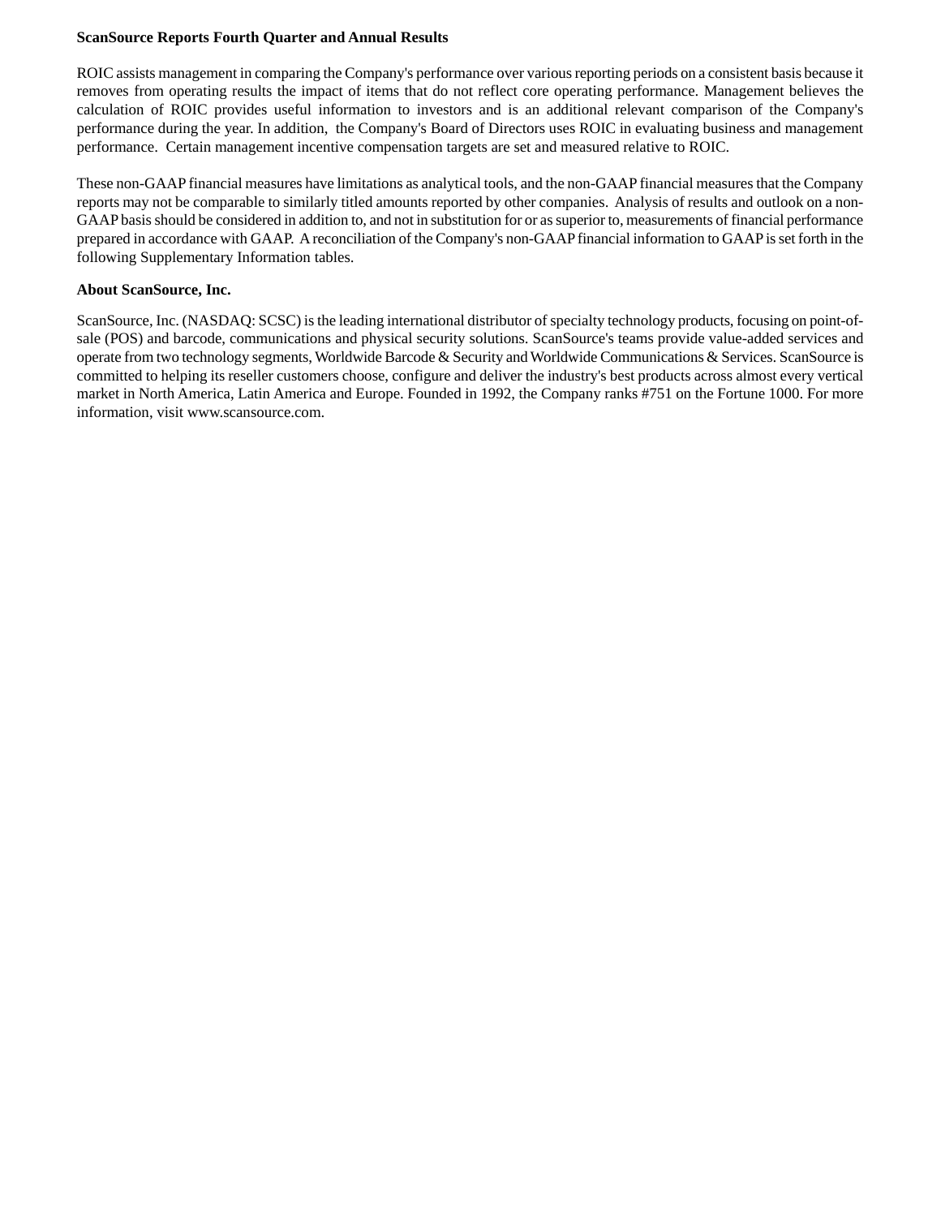ROIC assists management in comparing the Company's performance over various reporting periods on a consistent basis because it removes from operating results the impact of items that do not reflect core operating performance. Management believes the calculation of ROIC provides useful information to investors and is an additional relevant comparison of the Company's performance during the year. In addition, the Company's Board of Directors uses ROIC in evaluating business and management performance. Certain management incentive compensation targets are set and measured relative to ROIC.

These non-GAAP financial measures have limitations as analytical tools, and the non-GAAP financial measures that the Company reports may not be comparable to similarly titled amounts reported by other companies. Analysis of results and outlook on a non-GAAP basis should be considered in addition to, and not in substitution for or as superior to, measurements of financial performance prepared in accordance with GAAP. A reconciliation of the Company's non-GAAP financial information to GAAP is set forth in the following Supplementary Information tables.

**About ScanSource, Inc.**

ScanSource, Inc. (NASDAQ: SCSC) is the leading international distributor of specialty technology products, focusing on point-of-sale (POS) and barcode, communications and physical security solutions. ScanSource's teams provide value-added services and operate from two technology segments, Worldwide Barcode & Security and Worldwide Communications & Services. ScanSource is committed to helping its reseller customers choose, configure and deliver the industry's best products across almost every vertical market in North America, Latin America and Europe. Founded in 1992, the Company ranks #751 on the Fortune 1000. For more information, visit www.scansource.com.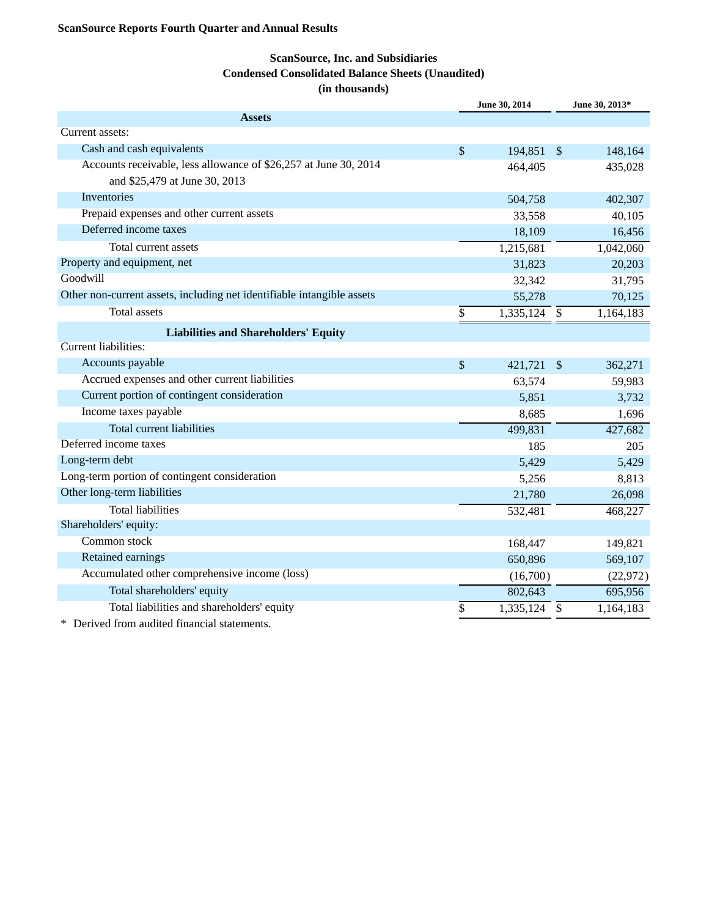**ScanSource Reports Fourth Quarter and Annual Results**

**ScanSource, Inc. and Subsidiaries**
**Condensed Consolidated Balance Sheets (Unaudited)**
**(in thousands)**

| | June 30, 2014 | June 30, 2013* |
|---|---|---|
| **Assets** | | |
| Current assets: | | |
| Cash and cash equivalents | $ 194,851 | $ 148,164 |
| Accounts receivable, less allowance of $26,257 at June 30, 2014 and $25,479 at June 30, 2013 | 464,405 | 435,028 |
| Inventories | 504,758 | 402,307 |
| Prepaid expenses and other current assets | 33,558 | 40,105 |
| Deferred income taxes | 18,109 | 16,456 |
| Total current assets | 1,215,681 | 1,042,060 |
| Property and equipment, net | 31,823 | 20,203 |
| Goodwill | 32,342 | 31,795 |
| Other non-current assets, including net identifiable intangible assets | 55,278 | 70,125 |
| Total assets | $ 1,335,124 | $ 1,164,183 |
| **Liabilities and Shareholders' Equity** | | |
| Current liabilities: | | |
| Accounts payable | $ 421,721 | $ 362,271 |
| Accrued expenses and other current liabilities | 63,574 | 59,983 |
| Current portion of contingent consideration | 5,851 | 3,732 |
| Income taxes payable | 8,685 | 1,696 |
| Total current liabilities | 499,831 | 427,682 |
| Deferred income taxes | 185 | 205 |
| Long-term debt | 5,429 | 5,429 |
| Long-term portion of contingent consideration | 5,256 | 8,813 |
| Other long-term liabilities | 21,780 | 26,098 |
| Total liabilities | 532,481 | 468,227 |
| Shareholders' equity: | | |
| Common stock | 168,447 | 149,821 |
| Retained earnings | 650,896 | 569,107 |
| Accumulated other comprehensive income (loss) | (16,700) | (22,972) |
| Total shareholders' equity | 802,643 | 695,956 |
| Total liabilities and shareholders' equity | $ 1,335,124 | $ 1,164,183 |

\* Derived from audited financial statements.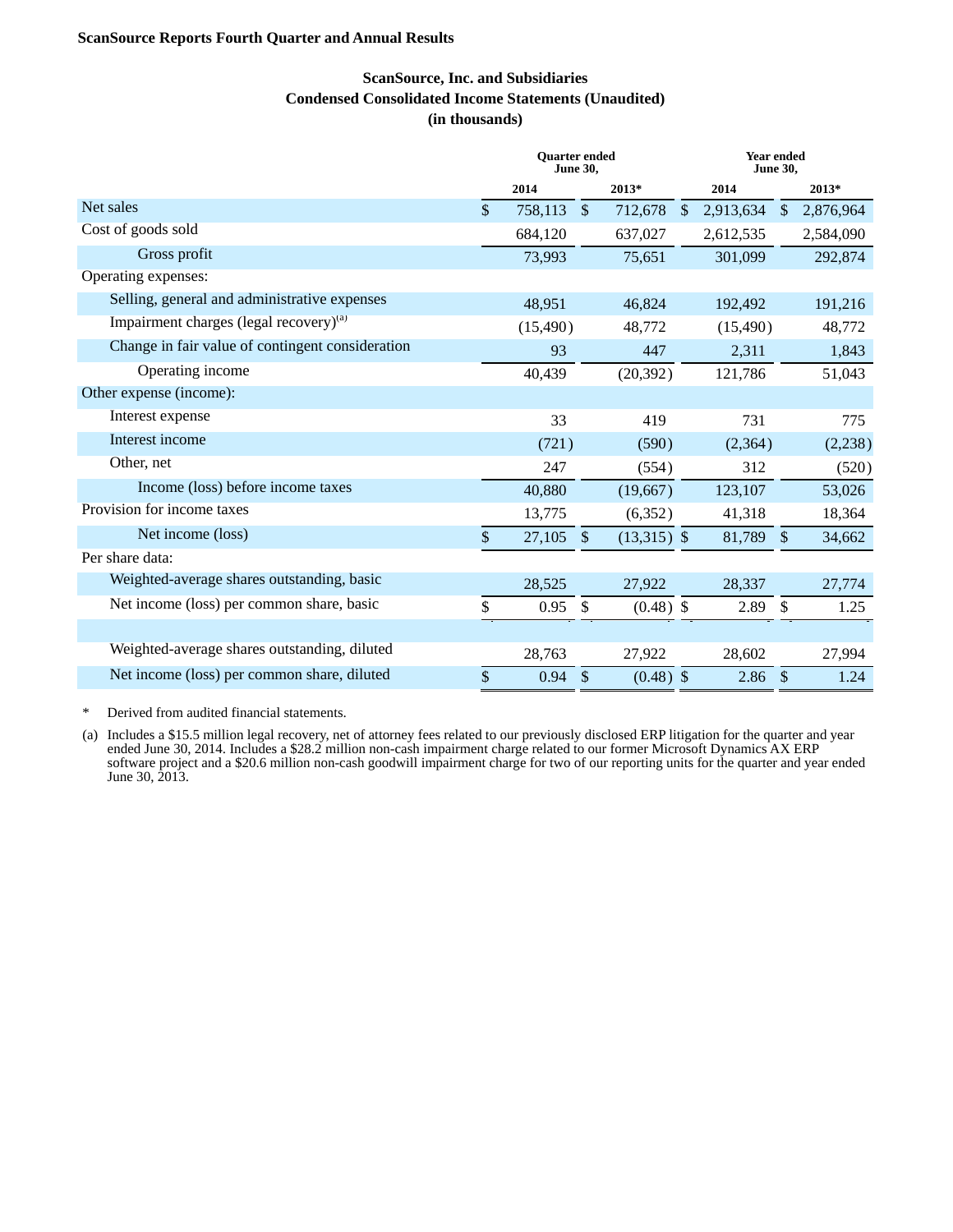**ScanSource Reports Fourth Quarter and Annual Results**

**ScanSource, Inc. and Subsidiaries**
**Condensed Consolidated Income Statements (Unaudited)**
**(in thousands)**

| | Quarter ended June 30, | | Year ended June 30, | |
|---|---|---|---|---|
| | 2014 | 2013* | 2014 | 2013* |
| Net sales | $ 758,113 | $ 712,678 | $ 2,913,634 | $ 2,876,964 |
| Cost of goods sold | 684,120 | 637,027 | 2,612,535 | 2,584,090 |
| Gross profit | 73,993 | 75,651 | 301,099 | 292,874 |
| Operating expenses: | | | | |
| Selling, general and administrative expenses | 48,951 | 46,824 | 192,492 | 191,216 |
| Impairment charges (legal recovery)[a] | (15,490) | 48,772 | (15,490) | 48,772 |
| Change in fair value of contingent consideration | 93 | 447 | 2,311 | 1,843 |
| Operating income | 40,439 | (20,392) | 121,786 | 51,043 |
| Other expense (income): | | | | |
| Interest expense | 33 | 419 | 731 | 775 |
| Interest income | (721) | (590) | (2,364) | (2,238) |
| Other, net | 247 | (554) | 312 | (520) |
| Income (loss) before income taxes | 40,880 | (19,667) | 123,107 | 53,026 |
| Provision for income taxes | 13,775 | (6,352) | 41,318 | 18,364 |
| Net income (loss) | $ 27,105 | $ (13,315) | $ 81,789 | $ 34,662 |
| Per share data: | | | | |
| Weighted-average shares outstanding, basic | 28,525 | 27,922 | 28,337 | 27,774 |
| Net income (loss) per common share, basic | $ 0.95 | $ (0.48) | $ 2.89 | $ 1.25 |
| Weighted-average shares outstanding, diluted | 28,763 | 27,922 | 28,602 | 27,994 |
| Net income (loss) per common share, diluted | $ 0.94 | $ (0.48) | $ 2.86 | $ 1.24 |

\* Derived from audited financial statements.

(a) Includes a $15.5 million legal recovery, net of attorney fees related to our previously disclosed ERP litigation for the quarter and year ended June 30, 2014. Includes a $28.2 million non-cash impairment charge related to our former Microsoft Dynamics AX ERP software project and a $20.6 million non-cash goodwill impairment charge for two of our reporting units for the quarter and year ended June 30, 2013.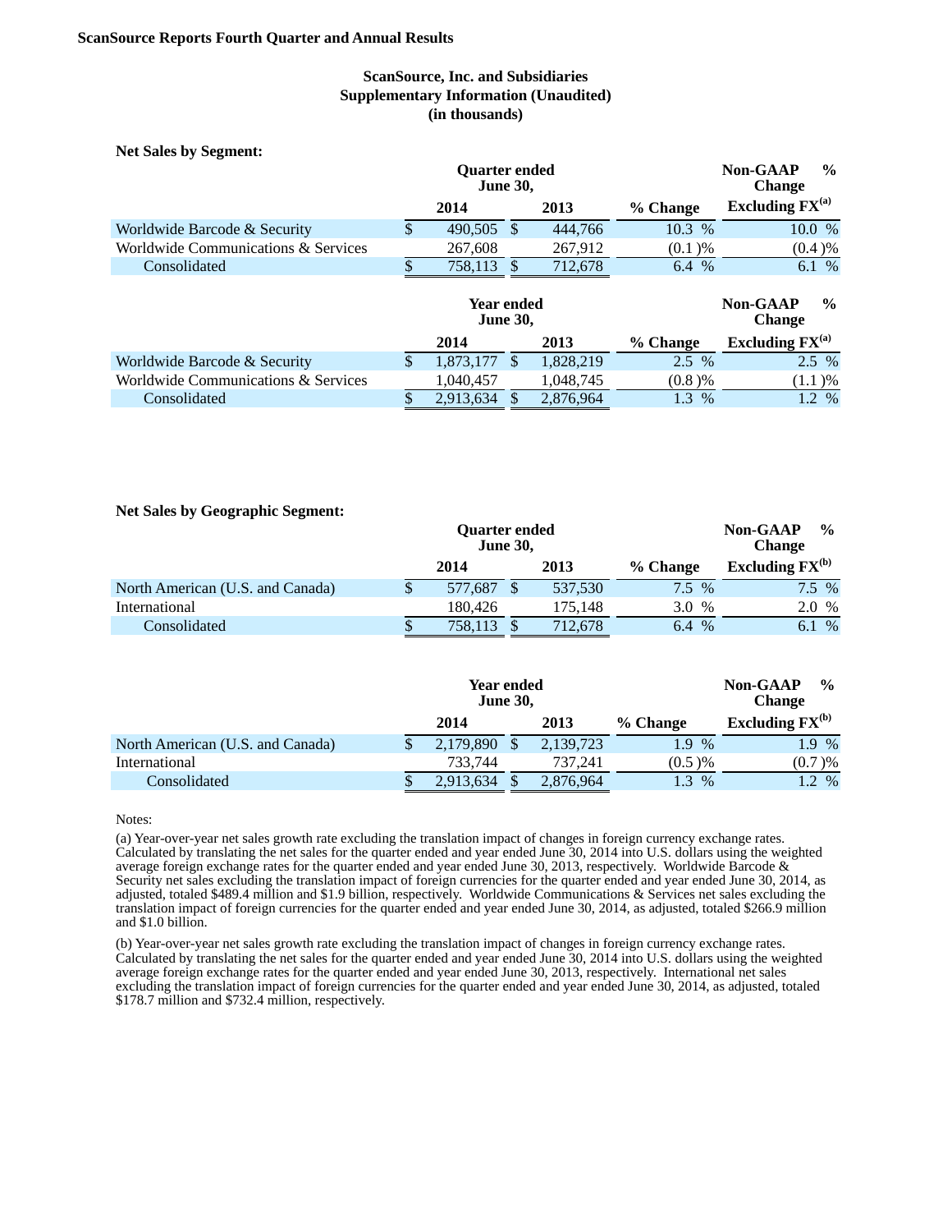**ScanSource Reports Fourth Quarter and Annual Results**

## ScanSource, Inc. and Subsidiaries
## Supplementary Information (Unaudited)
## (in thousands)

**Net Sales by Segment:**

| | Quarter ended June 30, | | | Non-GAAP % Change |
|---|---|---|---|---|
| | 2014 | 2013 | % Change | Excluding FX[(a)] |
| Worldwide Barcode & Security | $ 490,505 | $ 444,766 | 10.3 % | 10.0 % |
| Worldwide Communications & Services | 267,608 | 267,912 | (0.1 )% | (0.4 )% |
| Consolidated | $ 758,113 | $ 712,678 | 6.4 % | 6.1 % |

| | Year ended June 30, | | | Non-GAAP % Change |
|---|---|---|---|---|
| | 2014 | 2013 | % Change | Excluding FX[(a)] |
| Worldwide Barcode & Security | $ 1,873,177 | $ 1,828,219 | 2.5 % | 2.5 % |
| Worldwide Communications & Services | 1,040,457 | 1,048,745 | (0.8 )% | (1.1 )% |
| Consolidated | $ 2,913,634 | $ 2,876,964 | 1.3 % | 1.2 % |

**Net Sales by Geographic Segment:**

| | Quarter ended June 30, | | | Non-GAAP % Change |
|---|---|---|---|---|
| | 2014 | 2013 | % Change | Excluding FX[(b)] |
| North American (U.S. and Canada) | $ 577,687 | $ 537,530 | 7.5 % | 7.5 % |
| International | 180,426 | 175,148 | 3.0 % | 2.0 % |
| Consolidated | $ 758,113 | $ 712,678 | 6.4 % | 6.1 % |

| | Year ended June 30, | | | Non-GAAP % Change |
|---|---|---|---|---|
| | 2014 | 2013 | % Change | Excluding FX[(b)] |
| North American (U.S. and Canada) | $ 2,179,890 | $ 2,139,723 | 1.9 % | 1.9 % |
| International | 733,744 | 737,241 | (0.5 )% | (0.7 )% |
| Consolidated | $ 2,913,634 | $ 2,876,964 | 1.3 % | 1.2 % |

Notes:

(a) Year-over-year net sales growth rate excluding the translation impact of changes in foreign currency exchange rates. Calculated by translating the net sales for the quarter ended and year ended June 30, 2014 into U.S. dollars using the weighted average foreign exchange rates for the quarter ended and year ended June 30, 2013, respectively. Worldwide Barcode & Security net sales excluding the translation impact of foreign currencies for the quarter ended and year ended June 30, 2014, as adjusted, totaled $489.4 million and $1.9 billion, respectively. Worldwide Communications & Services net sales excluding the translation impact of foreign currencies for the quarter ended and year ended June 30, 2014, as adjusted, totaled $266.9 million and $1.0 billion.

(b) Year-over-year net sales growth rate excluding the translation impact of changes in foreign currency exchange rates. Calculated by translating the net sales for the quarter ended and year ended June 30, 2014 into U.S. dollars using the weighted average foreign exchange rates for the quarter ended and year ended June 30, 2013, respectively. International net sales excluding the translation impact of foreign currencies for the quarter ended and year ended June 30, 2014, as adjusted, totaled $178.7 million and $732.4 million, respectively.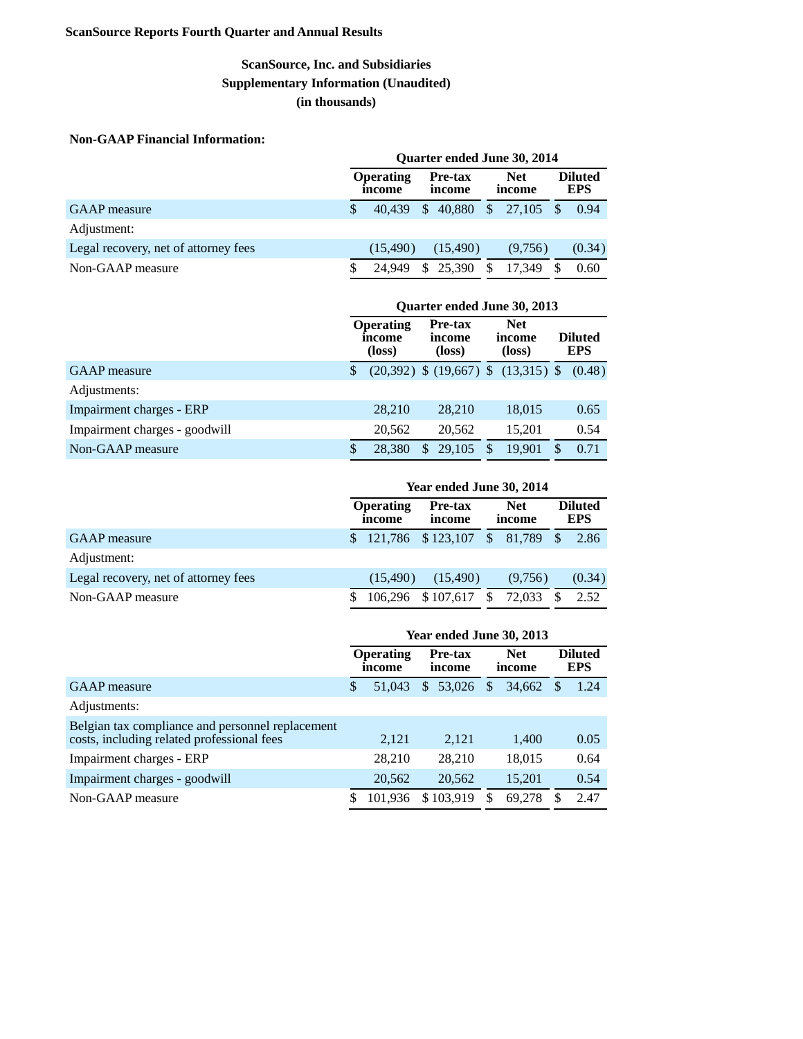**ScanSource Reports Fourth Quarter and Annual Results**

## ScanSource, Inc. and Subsidiaries
## Supplementary Information (Unaudited)
## (in thousands)

**Non-GAAP Financial Information:**

| | Quarter ended June 30, 2014 | | | |
|---|---|---|---|---|
| | Operating income | Pre-tax income | Net income | Diluted EPS |
| GAAP measure | $ 40,439 | $ 40,880 | $ 27,105 | $ 0.94 |
| Adjustment: | | | | |
| Legal recovery, net of attorney fees | (15,490) | (15,490) | (9,756) | (0.34) |
| Non-GAAP measure | $ 24,949 | $ 25,390 | $ 17,349 | $ 0.60 |

| | Quarter ended June 30, 2013 | | | |
|---|---|---|---|---|
| | Operating income (loss) | Pre-tax income (loss) | Net income (loss) | Diluted EPS |
| GAAP measure | $ (20,392) | $ (19,667) | $ (13,315) | $ (0.48) |
| Adjustments: | | | | |
| Impairment charges - ERP | 28,210 | 28,210 | 18,015 | 0.65 |
| Impairment charges - goodwill | 20,562 | 20,562 | 15,201 | 0.54 |
| Non-GAAP measure | $ 28,380 | $ 29,105 | $ 19,901 | $ 0.71 |

| | Year ended June 30, 2014 | | | |
|---|---|---|---|---|
| | Operating income | Pre-tax income | Net income | Diluted EPS |
| GAAP measure | $ 121,786 | $ 123,107 | $ 81,789 | $ 2.86 |
| Adjustment: | | | | |
| Legal recovery, net of attorney fees | (15,490) | (15,490) | (9,756) | (0.34) |
| Non-GAAP measure | $ 106,296 | $ 107,617 | $ 72,033 | $ 2.52 |

| | Year ended June 30, 2013 | | | |
|---|---|---|---|---|
| | Operating income | Pre-tax income | Net income | Diluted EPS |
| GAAP measure | $ 51,043 | $ 53,026 | $ 34,662 | $ 1.24 |
| Adjustments: | | | | |
| Belgian tax compliance and personnel replacement costs, including related professional fees | 2,121 | 2,121 | 1,400 | 0.05 |
| Impairment charges - ERP | 28,210 | 28,210 | 18,015 | 0.64 |
| Impairment charges - goodwill | 20,562 | 20,562 | 15,201 | 0.54 |
| Non-GAAP measure | $ 101,936 | $ 103,919 | $ 69,278 | $ 2.47 |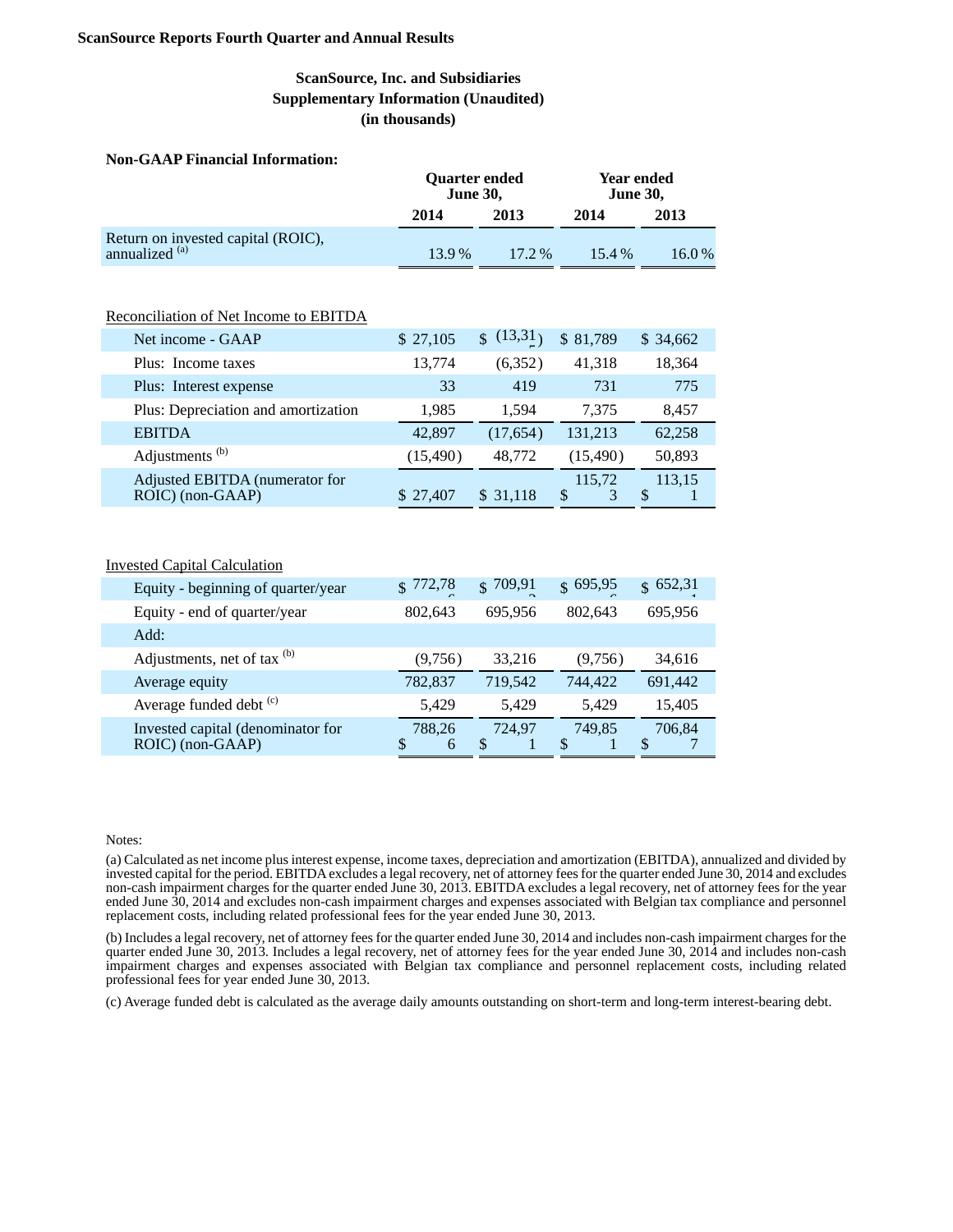**ScanSource Reports Fourth Quarter and Annual Results**

### ScanSource, Inc. and Subsidiaries
### Supplementary Information (Unaudited)
### (in thousands)

**Non-GAAP Financial Information:**

| | Quarter ended June 30, | | Year ended June 30, | |
|---|---|---|---|---|
| | **2014** | **2013** | **2014** | **2013** |
| Return on invested capital (ROIC), annualized [(a)] | 13.9 % | 17.2 % | 15.4 % | 16.0 % |

| Reconciliation of Net Income to EBITDA | Quarter ended June 30, 2014 | Quarter ended June 30, 2013 | Year ended June 30, 2014 | Year ended June 30, 2013 |
|---|---|---|---|---|
| Net income - GAAP | $ 27,105 | $ (13,315) | $ 81,789 | $ 34,662 |
| Plus: Income taxes | 13,774 | (6,352) | 41,318 | 18,364 |
| Plus: Interest expense | 33 | 419 | 731 | 775 |
| Plus: Depreciation and amortization | 1,985 | 1,594 | 7,375 | 8,457 |
| EBITDA | 42,897 | (17,654) | 131,213 | 62,258 |
| Adjustments [(b)] | (15,490) | 48,772 | (15,490) | 50,893 |
| Adjusted EBITDA (numerator for ROIC) (non-GAAP) | $ 27,407 | $ 31,118 | $ 115,723 | $ 113,151 |

| Invested Capital Calculation | Quarter ended June 30, 2014 | Quarter ended June 30, 2013 | Year ended June 30, 2014 | Year ended June 30, 2013 |
|---|---|---|---|---|
| Equity - beginning of quarter/year | $ 772,786 | $ 709,913 | $ 695,956 | $ 652,314 |
| Equity - end of quarter/year | 802,643 | 695,956 | 802,643 | 695,956 |
| Add: | | | | |
| Adjustments, net of tax [(b)] | (9,756) | 33,216 | (9,756) | 34,616 |
| Average equity | 782,837 | 719,542 | 744,422 | 691,442 |
| Average funded debt [(c)] | 5,429 | 5,429 | 5,429 | 15,405 |
| Invested capital (denominator for ROIC) (non-GAAP) | $ 788,266 | $ 724,971 | $ 749,851 | $ 706,847 |

Notes:

(a) Calculated as net income plus interest expense, income taxes, depreciation and amortization (EBITDA), annualized and divided by invested capital for the period. EBITDA excludes a legal recovery, net of attorney fees for the quarter ended June 30, 2014 and excludes non-cash impairment charges for the quarter ended June 30, 2013. EBITDA excludes a legal recovery, net of attorney fees for the year ended June 30, 2014 and excludes non-cash impairment charges and expenses associated with Belgian tax compliance and personnel replacement costs, including related professional fees for the year ended June 30, 2013.

(b) Includes a legal recovery, net of attorney fees for the quarter ended June 30, 2014 and includes non-cash impairment charges for the quarter ended June 30, 2013. Includes a legal recovery, net of attorney fees for the year ended June 30, 2014 and includes non-cash impairment charges and expenses associated with Belgian tax compliance and personnel replacement costs, including related professional fees for year ended June 30, 2013.

(c) Average funded debt is calculated as the average daily amounts outstanding on short-term and long-term interest-bearing debt.